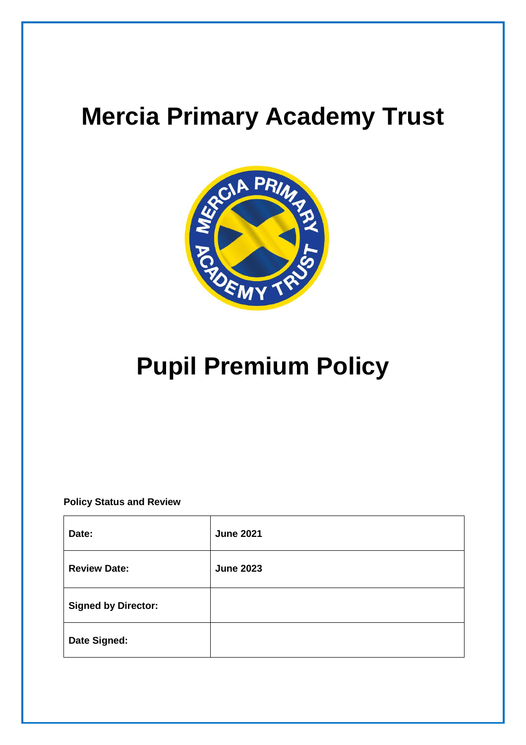# Mercia Primary Academy Trust

# Pupil Premium Policy

**Policy Status and Review**

| **Date:** | **June 2021** |
|---|---|
| **Review Date:** | **June 2023** |
| **Signed by Director:** | |
| **Date Signed:** | |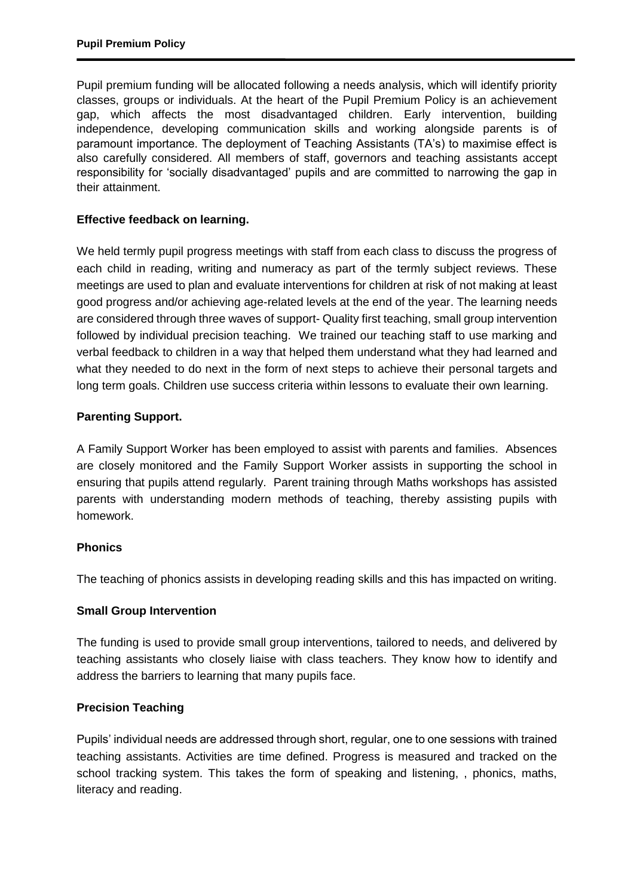Pupil premium funding will be allocated following a needs analysis, which will identify priority classes, groups or individuals. At the heart of the Pupil Premium Policy is an achievement gap, which affects the most disadvantaged children. Early intervention, building independence, developing communication skills and working alongside parents is of paramount importance. The deployment of Teaching Assistants (TA's) to maximise effect is also carefully considered. All members of staff, governors and teaching assistants accept responsibility for 'socially disadvantaged' pupils and are committed to narrowing the gap in their attainment.

**Effective feedback on learning.**

We held termly pupil progress meetings with staff from each class to discuss the progress of each child in reading, writing and numeracy as part of the termly subject reviews. These meetings are used to plan and evaluate interventions for children at risk of not making at least good progress and/or achieving age-related levels at the end of the year. The learning needs are considered through three waves of support- Quality first teaching, small group intervention followed by individual precision teaching. We trained our teaching staff to use marking and verbal feedback to children in a way that helped them understand what they had learned and what they needed to do next in the form of next steps to achieve their personal targets and long term goals. Children use success criteria within lessons to evaluate their own learning.

**Parenting Support.**

A Family Support Worker has been employed to assist with parents and families. Absences are closely monitored and the Family Support Worker assists in supporting the school in ensuring that pupils attend regularly. Parent training through Maths workshops has assisted parents with understanding modern methods of teaching, thereby assisting pupils with homework.

**Phonics**

The teaching of phonics assists in developing reading skills and this has impacted on writing.

**Small Group Intervention**

The funding is used to provide small group interventions, tailored to needs, and delivered by teaching assistants who closely liaise with class teachers. They know how to identify and address the barriers to learning that many pupils face.

**Precision Teaching**

Pupils' individual needs are addressed through short, regular, one to one sessions with trained teaching assistants. Activities are time defined. Progress is measured and tracked on the school tracking system. This takes the form of speaking and listening, , phonics, maths, literacy and reading.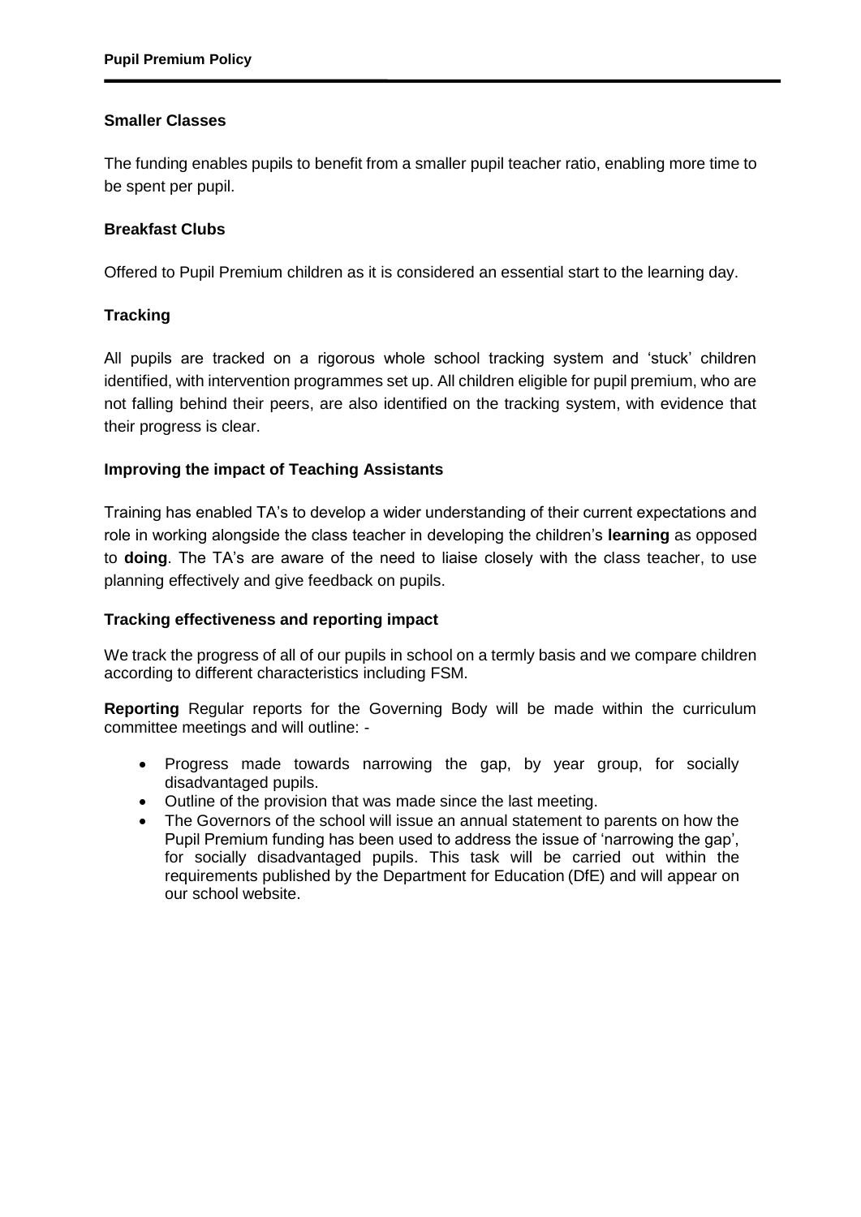### Smaller Classes

The funding enables pupils to benefit from a smaller pupil teacher ratio, enabling more time to be spent per pupil.

### Breakfast Clubs

Offered to Pupil Premium children as it is considered an essential start to the learning day.

### Tracking

All pupils are tracked on a rigorous whole school tracking system and 'stuck' children identified, with intervention programmes set up. All children eligible for pupil premium, who are not falling behind their peers, are also identified on the tracking system, with evidence that their progress is clear.

### Improving the impact of Teaching Assistants

Training has enabled TA's to develop a wider understanding of their current expectations and role in working alongside the class teacher in developing the children's **learning** as opposed to **doing**. The TA's are aware of the need to liaise closely with the class teacher, to use planning effectively and give feedback on pupils.

### Tracking effectiveness and reporting impact

We track the progress of all of our pupils in school on a termly basis and we compare children according to different characteristics including FSM.

**Reporting** Regular reports for the Governing Body will be made within the curriculum committee meetings and will outline: -

- Progress made towards narrowing the gap, by year group, for socially disadvantaged pupils.
- Outline of the provision that was made since the last meeting.
- The Governors of the school will issue an annual statement to parents on how the Pupil Premium funding has been used to address the issue of 'narrowing the gap', for socially disadvantaged pupils. This task will be carried out within the requirements published by the Department for Education (DfE) and will appear on our school website.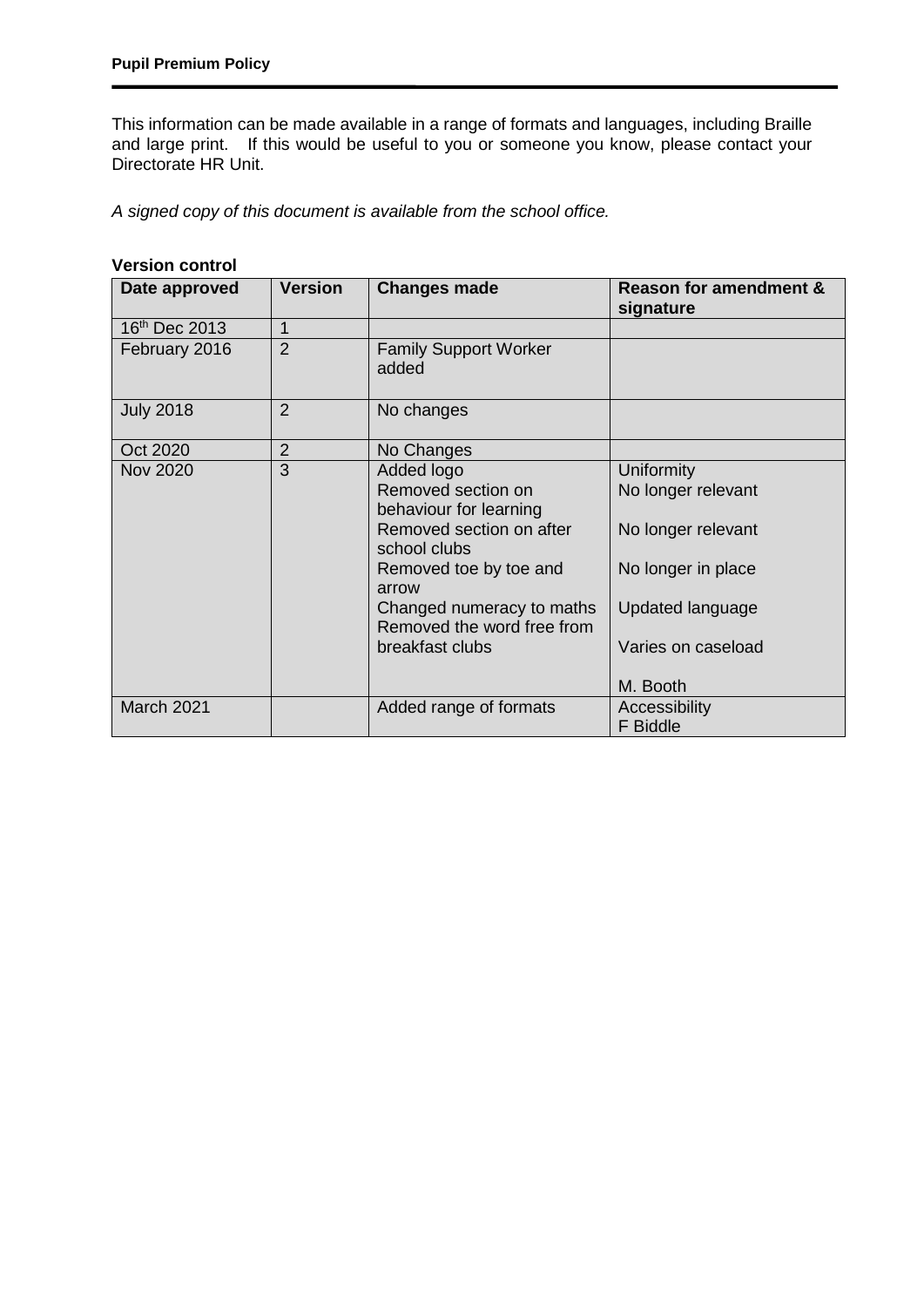This information can be made available in a range of formats and languages, including Braille and large print. If this would be useful to you or someone you know, please contact your Directorate HR Unit.

*A signed copy of this document is available from the school office.*

**Version control**

| Date approved | Version | Changes made | Reason for amendment & signature |
|---|---|---|---|
| 16th Dec 2013 | 1 | | |
| February 2016 | 2 | Family Support Worker added | |
| July 2018 | 2 | No changes | |
| Oct 2020 | 2 | No Changes | |
| Nov 2020 | 3 | Added logo<br>Removed section on behaviour for learning<br>Removed section on after school clubs<br>Removed toe by toe and arrow<br>Changed numeracy to maths<br>Removed the word free from breakfast clubs | Uniformity<br>No longer relevant<br>No longer relevant<br>No longer in place<br>Updated language<br>Varies on caseload<br><br>M. Booth |
| March 2021 | | Added range of formats | Accessibility<br>F Biddle |